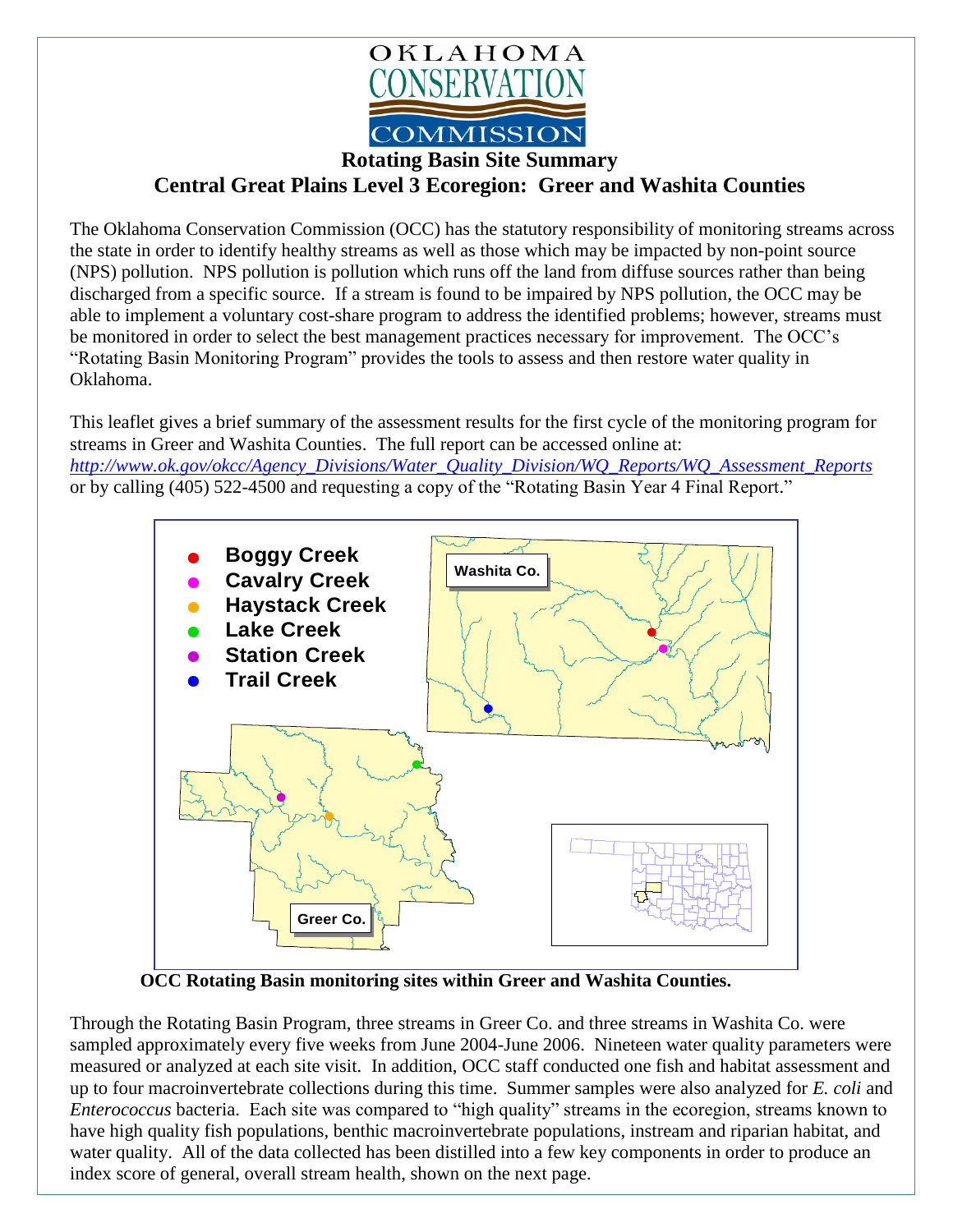OKLAHOMA CONSERVATION COMMISSION

# Rotating Basin Site Summary

## Central Great Plains Level 3 Ecoregion: Greer and Washita Counties

The Oklahoma Conservation Commission (OCC) has the statutory responsibility of monitoring streams across the state in order to identify healthy streams as well as those which may be impacted by non-point source (NPS) pollution. NPS pollution is pollution which runs off the land from diffuse sources rather than being discharged from a specific source. If a stream is found to be impaired by NPS pollution, the OCC may be able to implement a voluntary cost-share program to address the identified problems; however, streams must be monitored in order to select the best management practices necessary for improvement. The OCC's "Rotating Basin Monitoring Program" provides the tools to assess and then restore water quality in Oklahoma.

This leaflet gives a brief summary of the assessment results for the first cycle of the monitoring program for streams in Greer and Washita Counties. The full report can be accessed online at: *http://www.ok.gov/okcc/Agency_Divisions/Water_Quality_Division/WQ_Reports/WQ_Assessment_Reports* or by calling (405) 522-4500 and requesting a copy of the "Rotating Basin Year 4 Final Report."

- Boggy Creek
- Cavalry Creek
- Haystack Creek
- Lake Creek
- Station Creek
- Trail Creek

Washita Co.

Greer Co.

**OCC Rotating Basin monitoring sites within Greer and Washita Counties.**

Through the Rotating Basin Program, three streams in Greer Co. and three streams in Washita Co. were sampled approximately every five weeks from June 2004-June 2006. Nineteen water quality parameters were measured or analyzed at each site visit. In addition, OCC staff conducted one fish and habitat assessment and up to four macroinvertebrate collections during this time. Summer samples were also analyzed for *E. coli* and *Enterococcus* bacteria. Each site was compared to "high quality" streams in the ecoregion, streams known to have high quality fish populations, benthic macroinvertebrate populations, instream and riparian habitat, and water quality. All of the data collected has been distilled into a few key components in order to produce an index score of general, overall stream health, shown on the next page.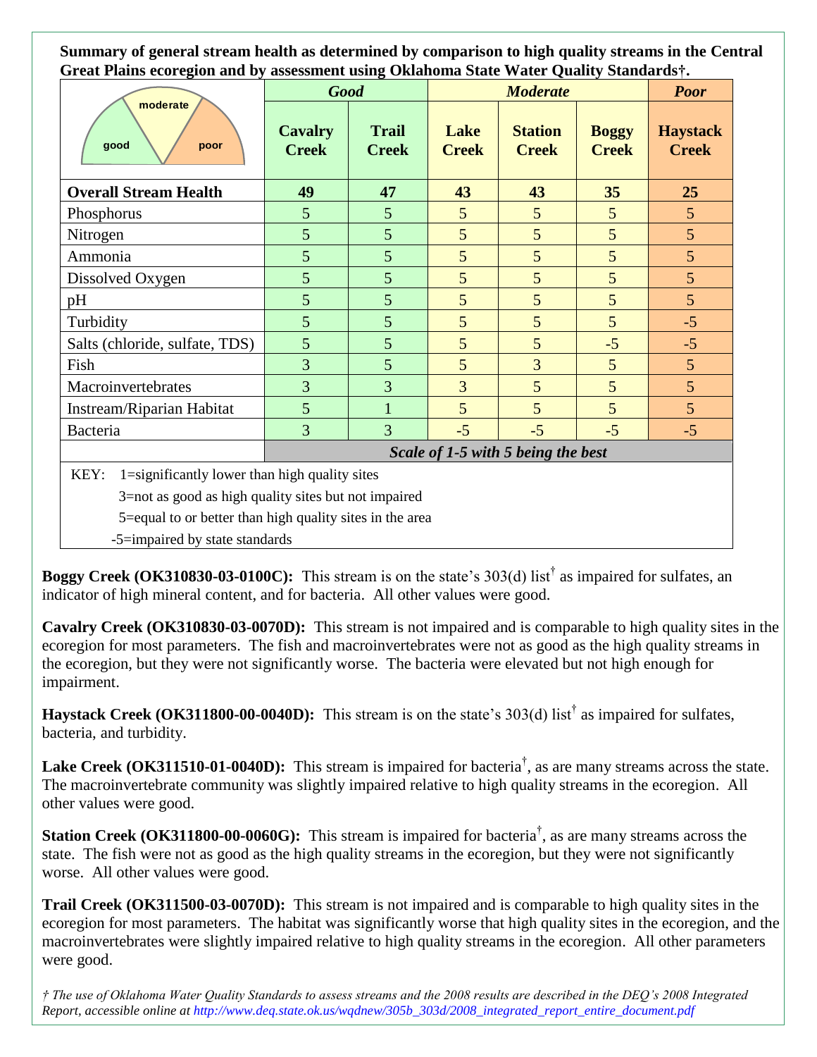**Summary of general stream health as determined by comparison to high quality streams in the Central Great Plains ecoregion and by assessment using Oklahoma State Water Quality Standards†.**

| | *Good* | | *Moderate* | | | *Poor* |
|---|---|---|---|---|---|---|
| good / moderate / poor | **Cavalry Creek** | **Trail Creek** | **Lake Creek** | **Station Creek** | **Boggy Creek** | **Haystack Creek** |
| **Overall Stream Health** | **49** | **47** | **43** | **43** | **35** | **25** |
| Phosphorus | 5 | 5 | 5 | 5 | 5 | 5 |
| Nitrogen | 5 | 5 | 5 | 5 | 5 | 5 |
| Ammonia | 5 | 5 | 5 | 5 | 5 | 5 |
| Dissolved Oxygen | 5 | 5 | 5 | 5 | 5 | 5 |
| pH | 5 | 5 | 5 | 5 | 5 | 5 |
| Turbidity | 5 | 5 | 5 | 5 | 5 | -5 |
| Salts (chloride, sulfate, TDS) | 5 | 5 | 5 | 5 | -5 | -5 |
| Fish | 3 | 5 | 5 | 3 | 5 | 5 |
| Macroinvertebrates | 3 | 3 | 3 | 5 | 5 | 5 |
| Instream/Riparian Habitat | 5 | 1 | 5 | 5 | 5 | 5 |
| Bacteria | 3 | 3 | -5 | -5 | -5 | -5 |
| | ***Scale of 1-5 with 5 being the best*** | | | | | |

KEY: 1=significantly lower than high quality sites
3=not as good as high quality sites but not impaired
5=equal to or better than high quality sites in the area
-5=impaired by state standards

**Boggy Creek (OK310830-03-0100C):** This stream is on the state's 303(d) list† as impaired for sulfates, an indicator of high mineral content, and for bacteria. All other values were good.

**Cavalry Creek (OK310830-03-0070D):** This stream is not impaired and is comparable to high quality sites in the ecoregion for most parameters. The fish and macroinvertebrates were not as good as the high quality streams in the ecoregion, but they were not significantly worse. The bacteria were elevated but not high enough for impairment.

**Haystack Creek (OK311800-00-0040D):** This stream is on the state's 303(d) list† as impaired for sulfates, bacteria, and turbidity.

**Lake Creek (OK311510-01-0040D):** This stream is impaired for bacteria†, as are many streams across the state. The macroinvertebrate community was slightly impaired relative to high quality streams in the ecoregion. All other values were good.

**Station Creek (OK311800-00-0060G):** This stream is impaired for bacteria†, as are many streams across the state. The fish were not as good as the high quality streams in the ecoregion, but they were not significantly worse. All other values were good.

**Trail Creek (OK311500-03-0070D):** This stream is not impaired and is comparable to high quality sites in the ecoregion for most parameters. The habitat was significantly worse that high quality sites in the ecoregion, and the macroinvertebrates were slightly impaired relative to high quality streams in the ecoregion. All other parameters were good.

*† The use of Oklahoma Water Quality Standards to assess streams and the 2008 results are described in the DEQ's 2008 Integrated Report, accessible online at http://www.deq.state.ok.us/wqdnew/305b_303d/2008_integrated_report_entire_document.pdf*